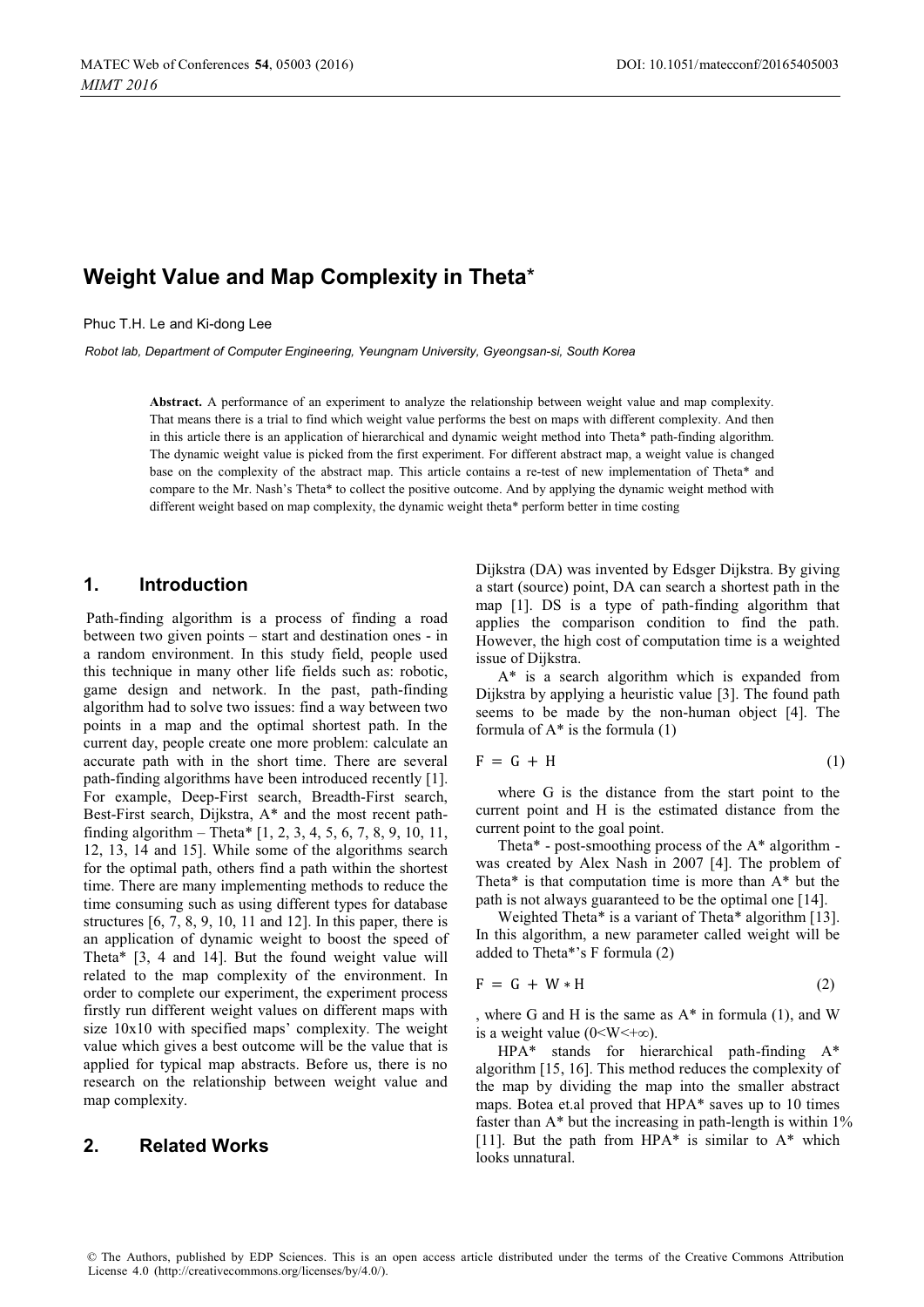# Weight Value and Map Complexity in Theta*

Phuc T.H. Le and Ki-dong Lee

*Robot lab, Department of Computer Engineering, Yeungnam University, Gyeongsan-si, South Korea*

**Abstract.** A performance of an experiment to analyze the relationship between weight value and map complexity. That means there is a trial to find which weight value performs the best on maps with different complexity. And then in this article there is an application of hierarchical and dynamic weight method into Theta* path-finding algorithm. The dynamic weight value is picked from the first experiment. For different abstract map, a weight value is changed base on the complexity of the abstract map. This article contains a re-test of new implementation of Theta* and compare to the Mr. Nash's Theta* to collect the positive outcome. And by applying the dynamic weight method with different weight based on map complexity, the dynamic weight theta* perform better in time costing

## 1. Introduction

Path-finding algorithm is a process of finding a road between two given points – start and destination ones - in a random environment. In this study field, people used this technique in many other life fields such as: robotic, game design and network. In the past, path-finding algorithm had to solve two issues: find a way between two points in a map and the optimal shortest path. In the current day, people create one more problem: calculate an accurate path with in the short time. There are several path-finding algorithms have been introduced recently [1]. For example, Deep-First search, Breadth-First search, Best-First search, Dijkstra, A* and the most recent path-finding algorithm – Theta* [1, 2, 3, 4, 5, 6, 7, 8, 9, 10, 11, 12, 13, 14 and 15]. While some of the algorithms search for the optimal path, others find a path within the shortest time. There are many implementing methods to reduce the time consuming such as using different types for database structures [6, 7, 8, 9, 10, 11 and 12]. In this paper, there is an application of dynamic weight to boost the speed of Theta* [3, 4 and 14]. But the found weight value will related to the map complexity of the environment. In order to complete our experiment, the experiment process firstly run different weight values on different maps with size 10x10 with specified maps' complexity. The weight value which gives a best outcome will be the value that is applied for typical map abstracts. Before us, there is no research on the relationship between weight value and map complexity.

## 2. Related Works

Dijkstra (DA) was invented by Edsger Dijkstra. By giving a start (source) point, DA can search a shortest path in the map [1]. DS is a type of path-finding algorithm that applies the comparison condition to find the path. However, the high cost of computation time is a weighted issue of Dijkstra.

A* is a search algorithm which is expanded from Dijkstra by applying a heuristic value [3]. The found path seems to be made by the non-human object [4]. The formula of A* is the formula (1)

$$F = G + H \tag{1}$$

where G is the distance from the start point to the current point and H is the estimated distance from the current point to the goal point.

Theta* - post-smoothing process of the A* algorithm - was created by Alex Nash in 2007 [4]. The problem of Theta* is that computation time is more than A* but the path is not always guaranteed to be the optimal one [14].

Weighted Theta* is a variant of Theta* algorithm [13]. In this algorithm, a new parameter called weight will be added to Theta*'s F formula (2)

$$F = G + W * H \tag{2}$$

, where G and H is the same as A* in formula (1), and W is a weight value ($0<W<+\infty$).

HPA* stands for hierarchical path-finding A* algorithm [15, 16]. This method reduces the complexity of the map by dividing the map into the smaller abstract maps. Botea et.al proved that HPA* saves up to 10 times faster than A* but the increasing in path-length is within 1% [11]. But the path from HPA* is similar to A* which looks unnatural.

© The Authors, published by EDP Sciences. This is an open access article distributed under the terms of the Creative Commons Attribution License 4.0 (http://creativecommons.org/licenses/by/4.0/).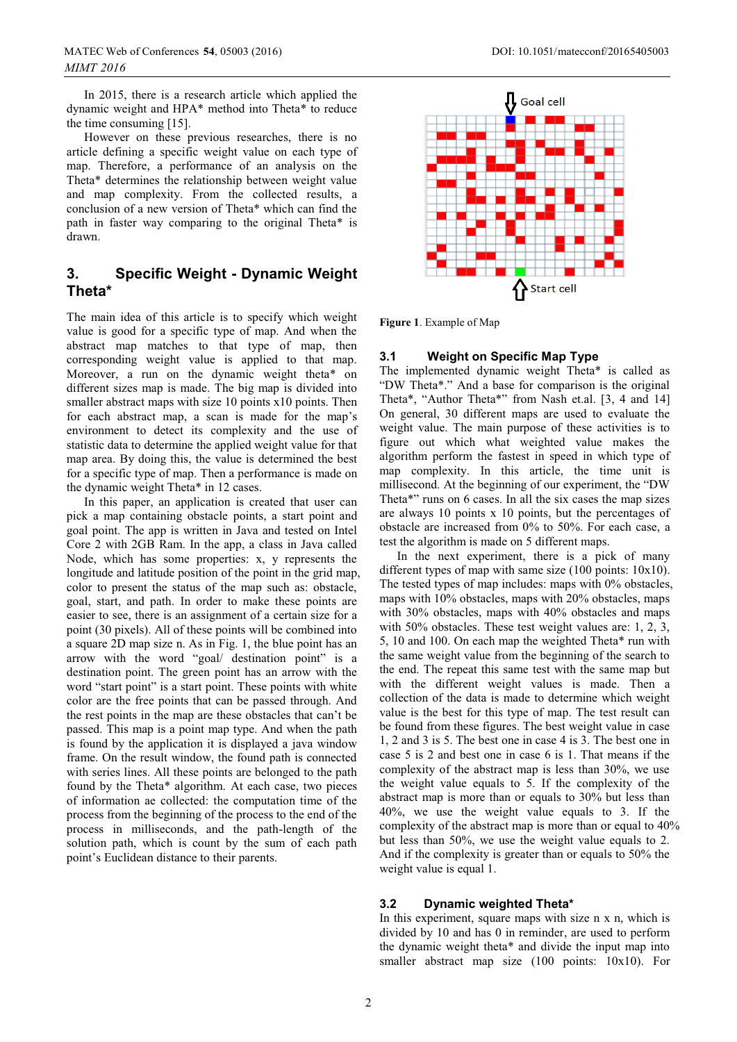In 2015, there is a research article which applied the dynamic weight and HPA* method into Theta* to reduce the time consuming [15].

However on these previous researches, there is no article defining a specific weight value on each type of map. Therefore, a performance of an analysis on the Theta* determines the relationship between weight value and map complexity. From the collected results, a conclusion of a new version of Theta* which can find the path in faster way comparing to the original Theta* is drawn.

## 3. Specific Weight - Dynamic Weight Theta*

The main idea of this article is to specify which weight value is good for a specific type of map. And when the abstract map matches to that type of map, then corresponding weight value is applied to that map. Moreover, a run on the dynamic weight theta* on different sizes map is made. The big map is divided into smaller abstract maps with size 10 points x10 points. Then for each abstract map, a scan is made for the map's environment to detect its complexity and the use of statistic data to determine the applied weight value for that map area. By doing this, the value is determined the best for a specific type of map. Then a performance is made on the dynamic weight Theta* in 12 cases.

In this paper, an application is created that user can pick a map containing obstacle points, a start point and goal point. The app is written in Java and tested on Intel Core 2 with 2GB Ram. In the app, a class in Java called Node, which has some properties: x, y represents the longitude and latitude position of the point in the grid map, color to present the status of the map such as: obstacle, goal, start, and path. In order to make these points are easier to see, there is an assignment of a certain size for a point (30 pixels). All of these points will be combined into a square 2D map size n. As in Fig. 1, the blue point has an arrow with the word "goal/ destination point" is a destination point. The green point has an arrow with the word "start point" is a start point. These points with white color are the free points that can be passed through. And the rest points in the map are these obstacles that can't be passed. This map is a point map type. And when the path is found by the application it is displayed a java window frame. On the result window, the found path is connected with series lines. All these points are belonged to the path found by the Theta* algorithm. At each case, two pieces of information ae collected: the computation time of the process from the beginning of the process to the end of the process in milliseconds, and the path-length of the solution path, which is count by the sum of each path point's Euclidean distance to their parents.

Goal cell

Start cell

**Figure 1**. Example of Map

### 3.1 Weight on Specific Map Type

The implemented dynamic weight Theta* is called as "DW Theta*." And a base for comparison is the original Theta*, "Author Theta*" from Nash et.al. [3, 4 and 14] On general, 30 different maps are used to evaluate the weight value. The main purpose of these activities is to figure out which what weighted value makes the algorithm perform the fastest in speed in which type of map complexity. In this article, the time unit is millisecond. At the beginning of our experiment, the "DW Theta*" runs on 6 cases. In all the six cases the map sizes are always 10 points x 10 points, but the percentages of obstacle are increased from 0% to 50%. For each case, a test the algorithm is made on 5 different maps.

In the next experiment, there is a pick of many different types of map with same size (100 points: 10x10). The tested types of map includes: maps with 0% obstacles, maps with 10% obstacles, maps with 20% obstacles, maps with 30% obstacles, maps with 40% obstacles and maps with 50% obstacles. These test weight values are: 1, 2, 3, 5, 10 and 100. On each map the weighted Theta* run with the same weight value from the beginning of the search to the end. The repeat this same test with the same map but with the different weight values is made. Then a collection of the data is made to determine which weight value is the best for this type of map. The test result can be found from these figures. The best weight value in case 1, 2 and 3 is 5. The best one in case 4 is 3. The best one in case 5 is 2 and best one in case 6 is 1. That means if the complexity of the abstract map is less than 30%, we use the weight value equals to 5. If the complexity of the abstract map is more than or equals to 30% but less than 40%, we use the weight value equals to 3. If the complexity of the abstract map is more than or equal to 40% but less than 50%, we use the weight value equals to 2. And if the complexity is greater than or equals to 50% the weight value is equal 1.

### 3.2 Dynamic weighted Theta*

In this experiment, square maps with size n x n, which is divided by 10 and has 0 in reminder, are used to perform the dynamic weight theta* and divide the input map into smaller abstract map size (100 points: 10x10). For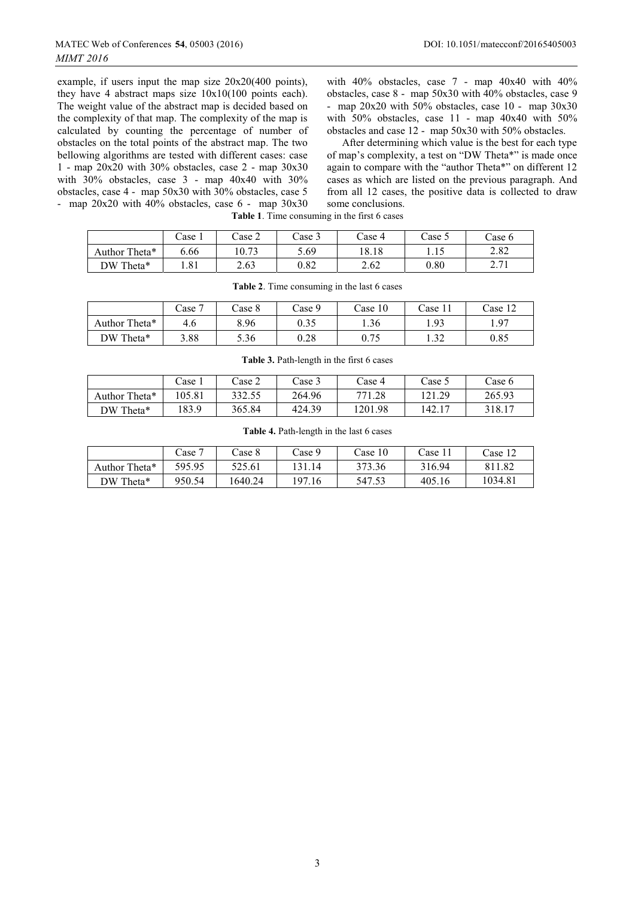example, if users input the map size 20x20(400 points), they have 4 abstract maps size 10x10(100 points each). The weight value of the abstract map is decided based on the complexity of that map. The complexity of the map is calculated by counting the percentage of number of obstacles on the total points of the abstract map. The two bellowing algorithms are tested with different cases: case 1 - map 20x20 with 30% obstacles, case 2 - map 30x30 with 30% obstacles, case 3 - map 40x40 with 30% obstacles, case 4 - map 50x30 with 30% obstacles, case 5 - map 20x20 with 40% obstacles, case 6 - map 30x30 with 40% obstacles, case 7 - map 40x40 with 40% obstacles, case 8 - map 50x30 with 40% obstacles, case 9 - map 20x20 with 50% obstacles, case 10 - map 30x30 with 50% obstacles, case 11 - map 40x40 with 50% obstacles and case 12 - map 50x30 with 50% obstacles.

After determining which value is the best for each type of map's complexity, a test on "DW Theta*" is made once again to compare with the "author Theta*" on different 12 cases as which are listed on the previous paragraph. And from all 12 cases, the positive data is collected to draw some conclusions.

**Table 1**. Time consuming in the first 6 cases

| | Case 1 | Case 2 | Case 3 | Case 4 | Case 5 | Case 6 |
|---|---|---|---|---|---|---|
| Author Theta* | 6.66 | 10.73 | 5.69 | 18.18 | 1.15 | 2.82 |
| DW Theta* | 1.81 | 2.63 | 0.82 | 2.62 | 0.80 | 2.71 |

**Table 2**. Time consuming in the last 6 cases

| | Case 7 | Case 8 | Case 9 | Case 10 | Case 11 | Case 12 |
|---|---|---|---|---|---|---|
| Author Theta* | 4.6 | 8.96 | 0.35 | 1.36 | 1.93 | 1.97 |
| DW Theta* | 3.88 | 5.36 | 0.28 | 0.75 | 1.32 | 0.85 |

**Table 3.** Path-length in the first 6 cases

| | Case 1 | Case 2 | Case 3 | Case 4 | Case 5 | Case 6 |
|---|---|---|---|---|---|---|
| Author Theta* | 105.81 | 332.55 | 264.96 | 771.28 | 121.29 | 265.93 |
| DW Theta* | 183.9 | 365.84 | 424.39 | 1201.98 | 142.17 | 318.17 |

**Table 4.** Path-length in the last 6 cases

| | Case 7 | Case 8 | Case 9 | Case 10 | Case 11 | Case 12 |
|---|---|---|---|---|---|---|
| Author Theta* | 595.95 | 525.61 | 131.14 | 373.36 | 316.94 | 811.82 |
| DW Theta* | 950.54 | 1640.24 | 197.16 | 547.53 | 405.16 | 1034.81 |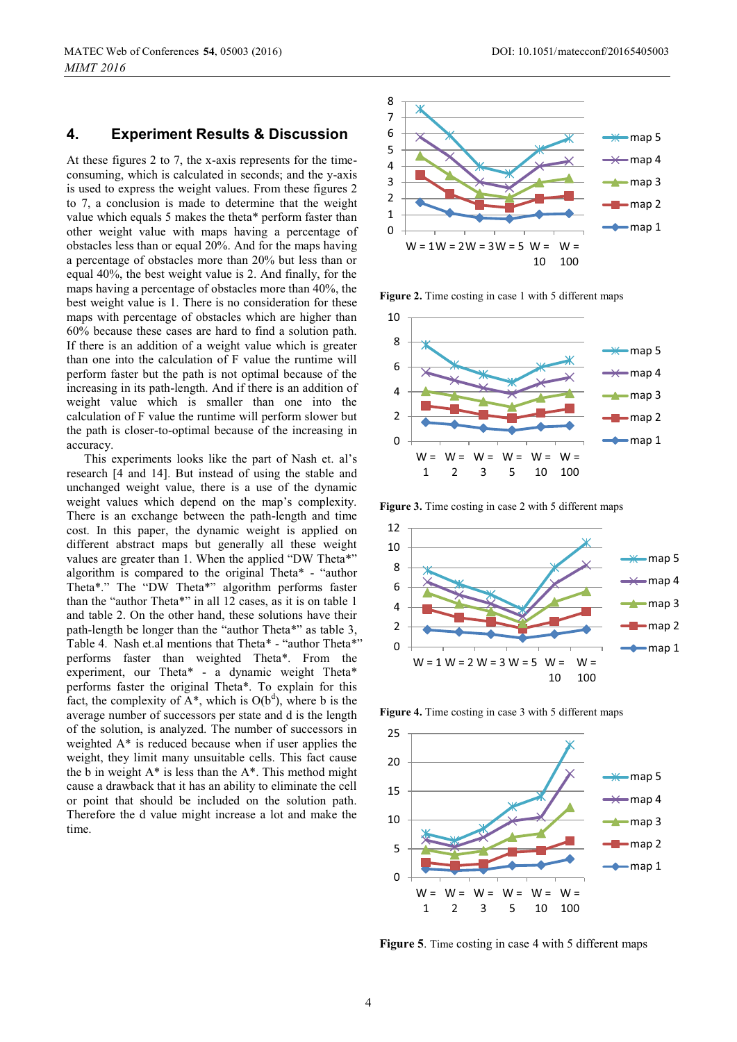## 4. Experiment Results & Discussion

At these figures 2 to 7, the x-axis represents for the time-consuming, which is calculated in seconds; and the y-axis is used to express the weight values. From these figures 2 to 7, a conclusion is made to determine that the weight value which equals 5 makes the theta* perform faster than other weight value with maps having a percentage of obstacles less than or equal 20%. And for the maps having a percentage of obstacles more than 20% but less than or equal 40%, the best weight value is 2. And finally, for the maps having a percentage of obstacles more than 40%, the best weight value is 1. There is no consideration for these maps with percentage of obstacles which are higher than 60% because these cases are hard to find a solution path. If there is an addition of a weight value which is greater than one into the calculation of F value the runtime will perform faster but the path is not optimal because of the increasing in its path-length. And if there is an addition of weight value which is smaller than one into the calculation of F value the runtime will perform slower but the path is closer-to-optimal because of the increasing in accuracy.

This experiments looks like the part of Nash et. al's research [4 and 14]. But instead of using the stable and unchanged weight value, there is a use of the dynamic weight values which depend on the map's complexity. There is an exchange between the path-length and time cost. In this paper, the dynamic weight is applied on different abstract maps but generally all these weight values are greater than 1. When the applied "DW Theta*" algorithm is compared to the original Theta* - "author Theta*." The "DW Theta*" algorithm performs faster than the "author Theta*" in all 12 cases, as it is on table 1 and table 2. On the other hand, these solutions have their path-length be longer than the "author Theta*" as table 3, Table 4. Nash et.al mentions that Theta* - "author Theta*" performs faster than weighted Theta*. From the experiment, our Theta* - a dynamic weight Theta* performs faster the original Theta*. To explain for this fact, the complexity of A*, which is $O(b^d)$, where b is the average number of successors per state and d is the length of the solution, is analyzed. The number of successors in weighted A* is reduced because when if user applies the weight, they limit many unsuitable cells. This fact cause the b in weight A* is less than the A*. This method might cause a drawback that it has an ability to eliminate the cell or point that should be included on the solution path. Therefore the d value might increase a lot and make the time.

**Figure 2.** Time costing in case 1 with 5 different maps

**Figure 3.** Time costing in case 2 with 5 different maps

**Figure 4.** Time costing in case 3 with 5 different maps

**Figure 5**. Time costing in case 4 with 5 different maps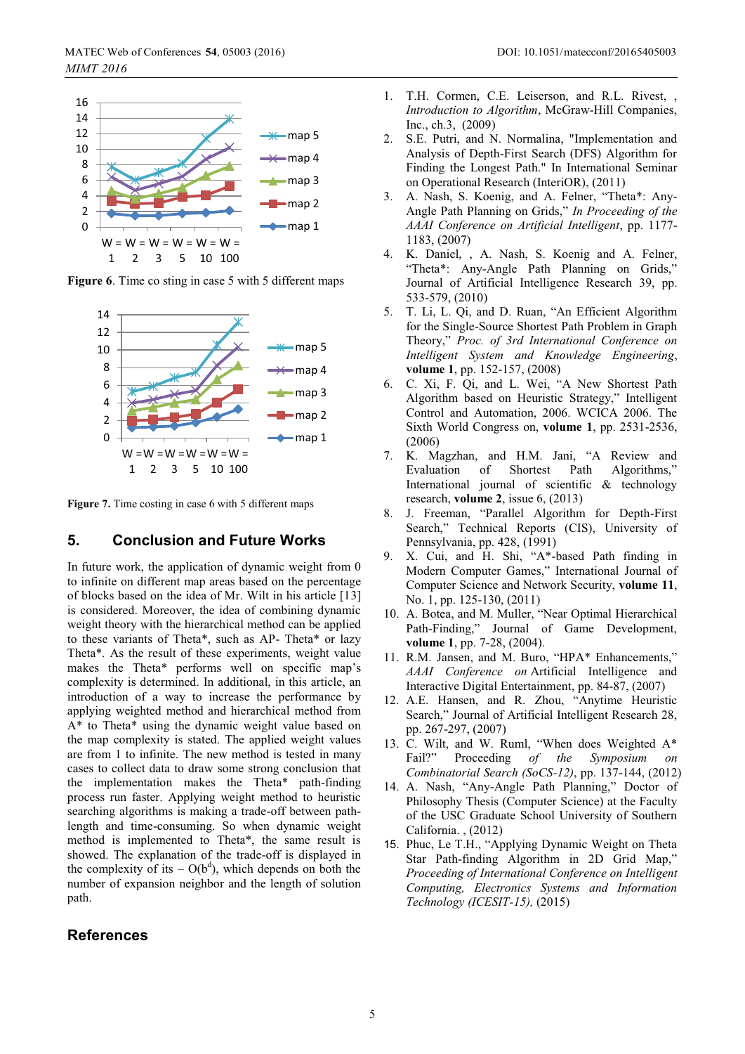16
14
12
10
8
6
4
2
0

W = W = W = W = W = W =
1 2 3 5 10 100

map 5
map 4
map 3
map 2
map 1

**Figure 6**. Time co sting in case 5 with 5 different maps

14
12
10
8
6
4
2
0

W =W =W =W =W =W =
1 2 3 5 10 100

map 5
map 4
map 3
map 2
map 1

**Figure 7.** Time costing in case 6 with 5 different maps

## 5. Conclusion and Future Works

In future work, the application of dynamic weight from 0 to infinite on different map areas based on the percentage of blocks based on the idea of Mr. Wilt in his article [13] is considered. Moreover, the idea of combining dynamic weight theory with the hierarchical method can be applied to these variants of Theta*, such as AP- Theta* or lazy Theta*. As the result of these experiments, weight value makes the Theta* performs well on specific map's complexity is determined. In additional, in this article, an introduction of a way to increase the performance by applying weighted method and hierarchical method from A* to Theta* using the dynamic weight value based on the map complexity is stated. The applied weight values are from 1 to infinite. The new method is tested in many cases to collect data to draw some strong conclusion that the implementation makes the Theta* path-finding process run faster. Applying weight method to heuristic searching algorithms is making a trade-off between path-length and time-consuming. So when dynamic weight method is implemented to Theta*, the same result is showed. The explanation of the trade-off is displayed in the complexity of its – $O(b^d)$, which depends on both the number of expansion neighbor and the length of solution path.

## References

1. T.H. Cormen, C.E. Leiserson, and R.L. Rivest, , *Introduction to Algorithm*, McGraw-Hill Companies, Inc., ch.3, (2009)
2. S.E. Putri, and N. Normalina, "Implementation and Analysis of Depth-First Search (DFS) Algorithm for Finding the Longest Path." In International Seminar on Operational Research (InteriOR), (2011)
3. A. Nash, S. Koenig, and A. Felner, "Theta*: Any-Angle Path Planning on Grids," *In Proceeding of the AAAI Conference on Artificial Intelligent*, pp. 1177-1183, (2007)
4. K. Daniel, , A. Nash, S. Koenig and A. Felner, "Theta*: Any-Angle Path Planning on Grids," Journal of Artificial Intelligence Research 39, pp. 533-579, (2010)
5. T. Li, L. Qi, and D. Ruan, "An Efficient Algorithm for the Single-Source Shortest Path Problem in Graph Theory," *Proc. of 3rd International Conference on Intelligent System and Knowledge Engineering*, **volume 1**, pp. 152-157, (2008)
6. C. Xi, F. Qi, and L. Wei, "A New Shortest Path Algorithm based on Heuristic Strategy," Intelligent Control and Automation, 2006. WCICA 2006. The Sixth World Congress on, **volume 1**, pp. 2531-2536, (2006)
7. K. Magzhan, and H.M. Jani, "A Review and Evaluation of Shortest Path Algorithms," International journal of scientific & technology research, **volume 2**, issue 6, (2013)
8. J. Freeman, "Parallel Algorithm for Depth-First Search," Technical Reports (CIS), University of Pennsylvania, pp. 428, (1991)
9. X. Cui, and H. Shi, "A*-based Path finding in Modern Computer Games," International Journal of Computer Science and Network Security, **volume 11**, No. 1, pp. 125-130, (2011)
10. A. Botea, and M. Muller, "Near Optimal Hierarchical Path-Finding," Journal of Game Development, **volume 1**, pp. 7-28, (2004).
11. R.M. Jansen, and M. Buro, "HPA* Enhancements," *AAAI Conference on* Artificial Intelligence and Interactive Digital Entertainment, pp. 84-87, (2007)
12. A.E. Hansen, and R. Zhou, "Anytime Heuristic Search," Journal of Artificial Intelligent Research 28, pp. 267-297, (2007)
13. C. Wilt, and W. Ruml, "When does Weighted A* Fail?" Proceeding *of the Symposium on Combinatorial Search (SoCS-12)*, pp. 137-144, (2012)
14. A. Nash, "Any-Angle Path Planning," Doctor of Philosophy Thesis (Computer Science) at the Faculty of the USC Graduate School University of Southern California. , (2012)
15. Phuc, Le T.H., "Applying Dynamic Weight on Theta Star Path-finding Algorithm in 2D Grid Map," *Proceeding of International Conference on Intelligent Computing, Electronics Systems and Information Technology (ICESIT-15),* (2015)